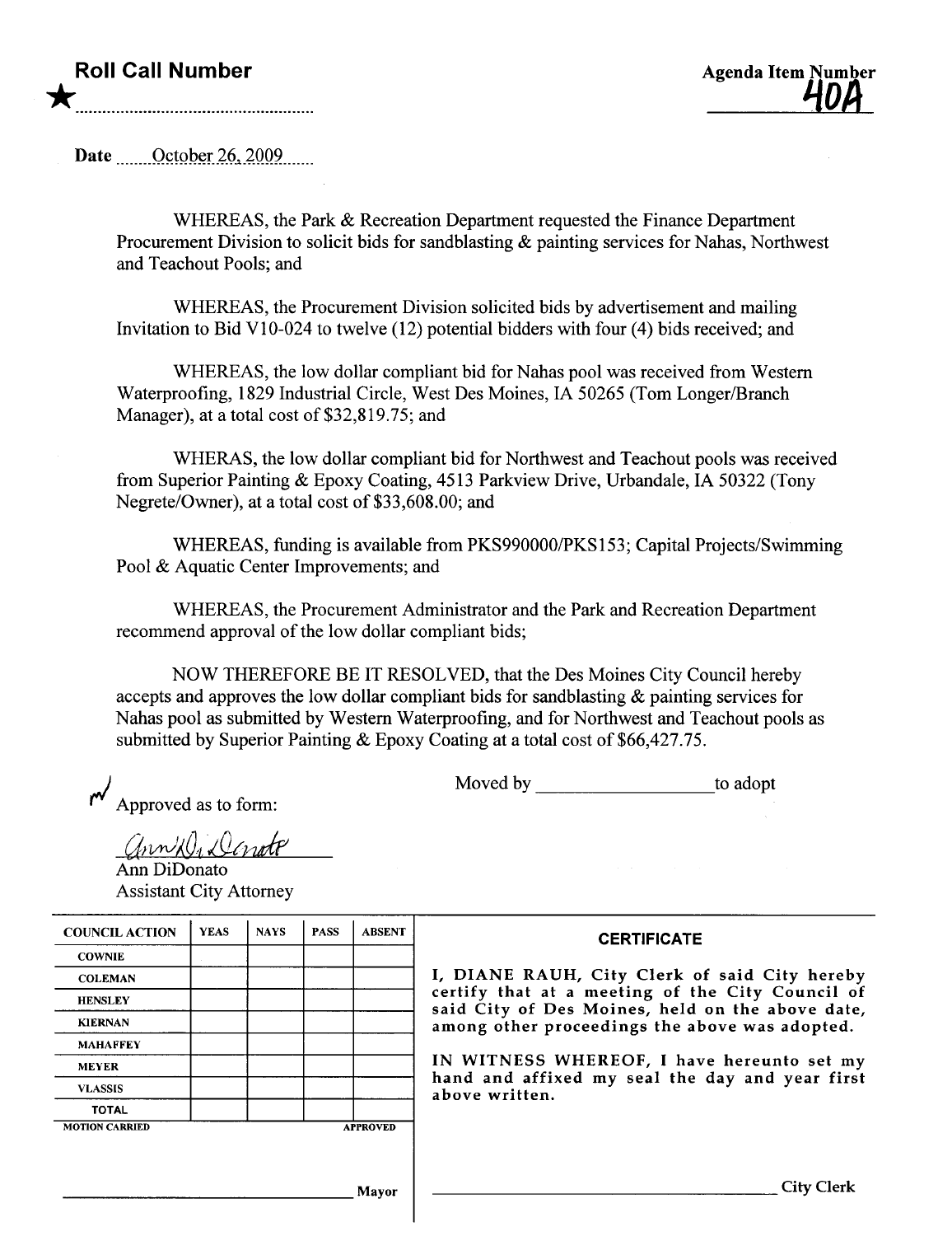**Roll Call Number**

★

**Agenda Item Number**
**40A**

Date October 26, 2009

WHEREAS, the Park & Recreation Department requested the Finance Department Procurement Division to solicit bids for sandblasting & painting services for Nahas, Northwest and Teachout Pools; and

WHEREAS, the Procurement Division solicited bids by advertisement and mailing Invitation to Bid V10-024 to twelve (12) potential bidders with four (4) bids received; and

WHEREAS, the low dollar compliant bid for Nahas pool was received from Western Waterproofing, 1829 Industrial Circle, West Des Moines, IA 50265 (Tom Longer/Branch Manager), at a total cost of $32,819.75; and

WHERAS, the low dollar compliant bid for Northwest and Teachout pools was received from Superior Painting & Epoxy Coating, 4513 Parkview Drive, Urbandale, IA 50322 (Tony Negrete/Owner), at a total cost of $33,608.00; and

WHEREAS, funding is available from PKS990000/PKS153; Capital Projects/Swimming Pool & Aquatic Center Improvements; and

WHEREAS, the Procurement Administrator and the Park and Recreation Department recommend approval of the low dollar compliant bids;

NOW THEREFORE BE IT RESOLVED, that the Des Moines City Council hereby accepts and approves the low dollar compliant bids for sandblasting & painting services for Nahas pool as submitted by Western Waterproofing, and for Northwest and Teachout pools as submitted by Superior Painting & Epoxy Coating at a total cost of $66,427.75.

Moved by ________________ to adopt

Approved as to form:

Ann DiDonato
Assistant City Attorney

| COUNCIL ACTION | YEAS | NAYS | PASS | ABSENT |
|---|---|---|---|---|
| COWNIE | | | | |
| COLEMAN | | | | |
| HENSLEY | | | | |
| KIERNAN | | | | |
| MAHAFFEY | | | | |
| MEYER | | | | |
| VLASSIS | | | | |
| TOTAL | | | | |
| MOTION CARRIED | | | | APPROVED |

________________________ Mayor

**CERTIFICATE**

I, DIANE RAUH, City Clerk of said City hereby certify that at a meeting of the City Council of said City of Des Moines, held on the above date, among other proceedings the above was adopted.

IN WITNESS WHEREOF, I have hereunto set my hand and affixed my seal the day and year first above written.

________________________ City Clerk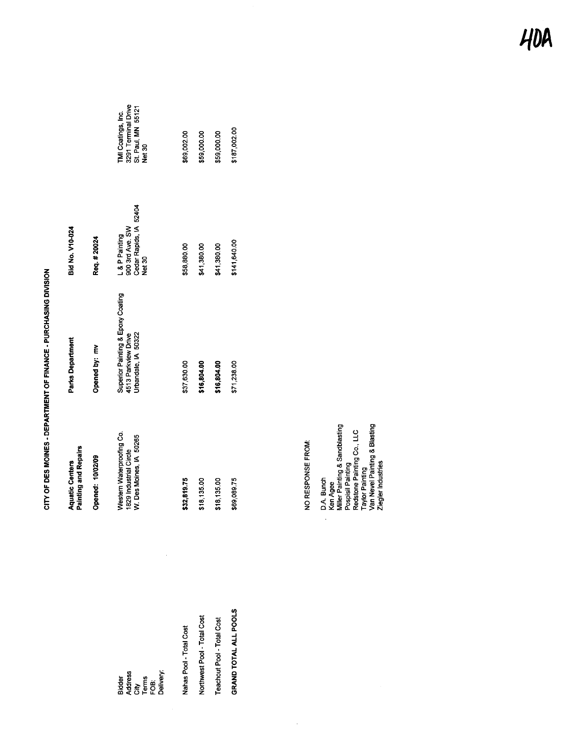40A

# CITY OF DES MOINES - DEPARTMENT OF FINANCE - PURCHASING DIVISION

| | | | | |
|---|---|---|---|---|
| | **Aquatic Centers Painting and Repairs** | **Parks Department** | **Bid No. V10-024** | |
| | **Opened: 10/02/09** | **Opened by: mv** | **Req. # 20024** | |
| Bidder<br>Address<br>City<br>Terms<br>FOB:<br>Delivery: | Western Waterproofing Co.<br>1829 Industrial Circle<br>W. Des Moines, IA 50265 | Superior Painting & Epoxy Coating<br>4513 Parkview Drive<br>Urbandale, IA 50322 | L & P Painting<br>900 3rd Ave. SW<br>Cedar Rapids, IA 52404<br>Net 30 | TMI Coatings, Inc.<br>3291 Terminal Drive<br>St. Paul, MN 55121<br>Net 30 |
| Nahas Pool - Total Cost | **$32,819.75** | $37,630.00 | $58,880.00 | $69,002.00 |
| Northwest Pool - Total Cost | $18,135.00 | **$16,804.00** | $41,380.00 | $59,000.00 |
| Teachout Pool - Total Cost | $18,135.00 | **$16,804.00** | $41,380.00 | $59,000.00 |
| **GRAND TOTAL ALL POOLS** | $69,089.75 | $71,238.00 | $141,640.00 | $187,002.00 |

NO RESPONSE FROM:

D.A. Bunch
Ken Agee
Miller Painting & Sandblasting
Pospisil Painting
Redstone Painting Co., LLC
Taylor Painting
Van Nevel Painting & Blasting
Ziegler Industries